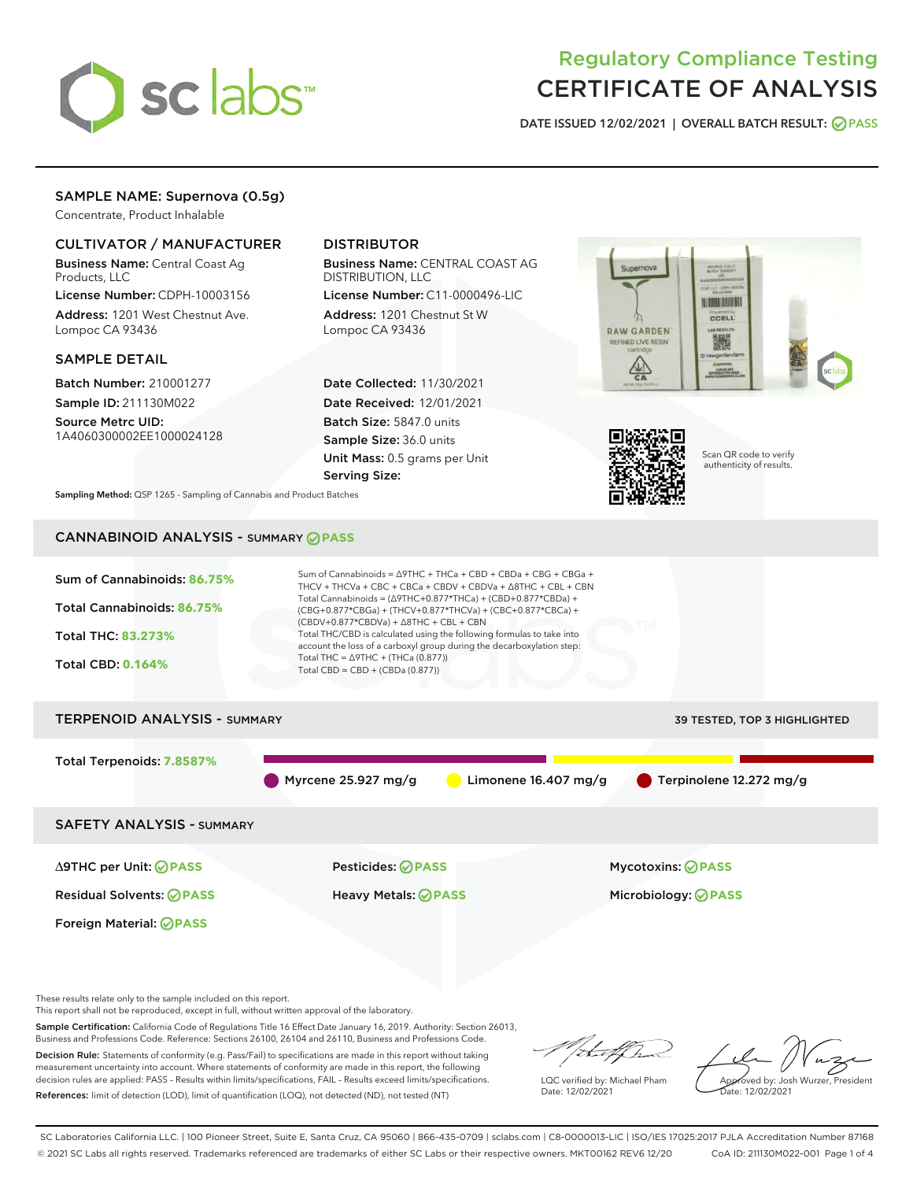# Regulatory Compliance Testing
# CERTIFICATE OF ANALYSIS

DATE ISSUED 12/02/2021 | OVERALL BATCH RESULT: PASS

## SAMPLE NAME: Supernova (0.5g)

Concentrate, Product Inhalable

### CULTIVATOR / MANUFACTURER

**Business Name:** Central Coast Ag Products, LLC

**License Number:** CDPH-10003156

**Address:** 1201 West Chestnut Ave. Lompoc CA 93436

### DISTRIBUTOR

**Business Name:** CENTRAL COAST AG DISTRIBUTION, LLC

**License Number:** C11-0000496-LIC

**Address:** 1201 Chestnut St W Lompoc CA 93436

### SAMPLE DETAIL

**Batch Number:** 210001277

**Sample ID:** 211130M022

**Source Metrc UID:** 1A4060300002EE1000024128

**Date Collected:** 11/30/2021

**Date Received:** 12/01/2021

**Batch Size:** 5847.0 units

**Sample Size:** 36.0 units

**Unit Mass:** 0.5 grams per Unit

**Serving Size:**

Scan QR code to verify authenticity of results.

**Sampling Method:** QSP 1265 - Sampling of Cannabis and Product Batches

## CANNABINOID ANALYSIS - SUMMARY PASS

Sum of Cannabinoids: **86.75%**

Total Cannabinoids: **86.75%**

Total THC: **83.273%**

Total CBD: **0.164%**

Sum of Cannabinoids = Δ9THC + THCa + CBD + CBDa + CBG + CBGa + THCV + THCVa + CBC + CBCa + CBDV + CBDVa + Δ8THC + CBL + CBN

Total Cannabinoids = (Δ9THC+0.877*THCa) + (CBD+0.877*CBDa) + (CBG+0.877*CBGa) + (THCV+0.877*THCVa) + (CBC+0.877*CBCa) + (CBDV+0.877*CBDVa) + Δ8THC + CBL + CBN

Total THC/CBD is calculated using the following formulas to take into account the loss of a carboxyl group during the decarboxylation step:

Total THC = Δ9THC + (THCa (0.877))

Total CBD = CBD + (CBDa (0.877))

## TERPENOID ANALYSIS - SUMMARY

39 TESTED, TOP 3 HIGHLIGHTED

Total Terpenoids: **7.8587%**

Myrcene 25.927 mg/g | Limonene 16.407 mg/g | Terpinolene 12.272 mg/g

## SAFETY ANALYSIS - SUMMARY

| | | |
|---|---|---|
| Δ9THC per Unit: PASS | Pesticides: PASS | Mycotoxins: PASS |
| Residual Solvents: PASS | Heavy Metals: PASS | Microbiology: PASS |
| Foreign Material: PASS | | |

These results relate only to the sample included on this report.
This report shall not be reproduced, except in full, without written approval of the laboratory.

**Sample Certification:** California Code of Regulations Title 16 Effect Date January 16, 2019. Authority: Section 26013, Business and Professions Code. Reference: Sections 26100, 26104 and 26110, Business and Professions Code.

**Decision Rule:** Statements of conformity (e.g. Pass/Fail) to specifications are made in this report without taking measurement uncertainty into account. Where statements of conformity are made in this report, the following decision rules are applied: PASS – Results within limits/specifications, FAIL – Results exceed limits/specifications.

**References:** limit of detection (LOD), limit of quantification (LOQ), not detected (ND), not tested (NT)

LQC verified by: Michael Pham
Date: 12/02/2021

Approved by: Josh Wurzer, President
Date: 12/02/2021

SC Laboratories California LLC. | 100 Pioneer Street, Suite E, Santa Cruz, CA 95060 | 866-435-0709 | sclabs.com | C8-0000013-LIC | ISO/IES 17025:2017 PJLA Accreditation Number 87168
© 2021 SC Labs all rights reserved. Trademarks referenced are trademarks of either SC Labs or their respective owners. MKT00162 REV6 12/20 CoA ID: 211130M022-001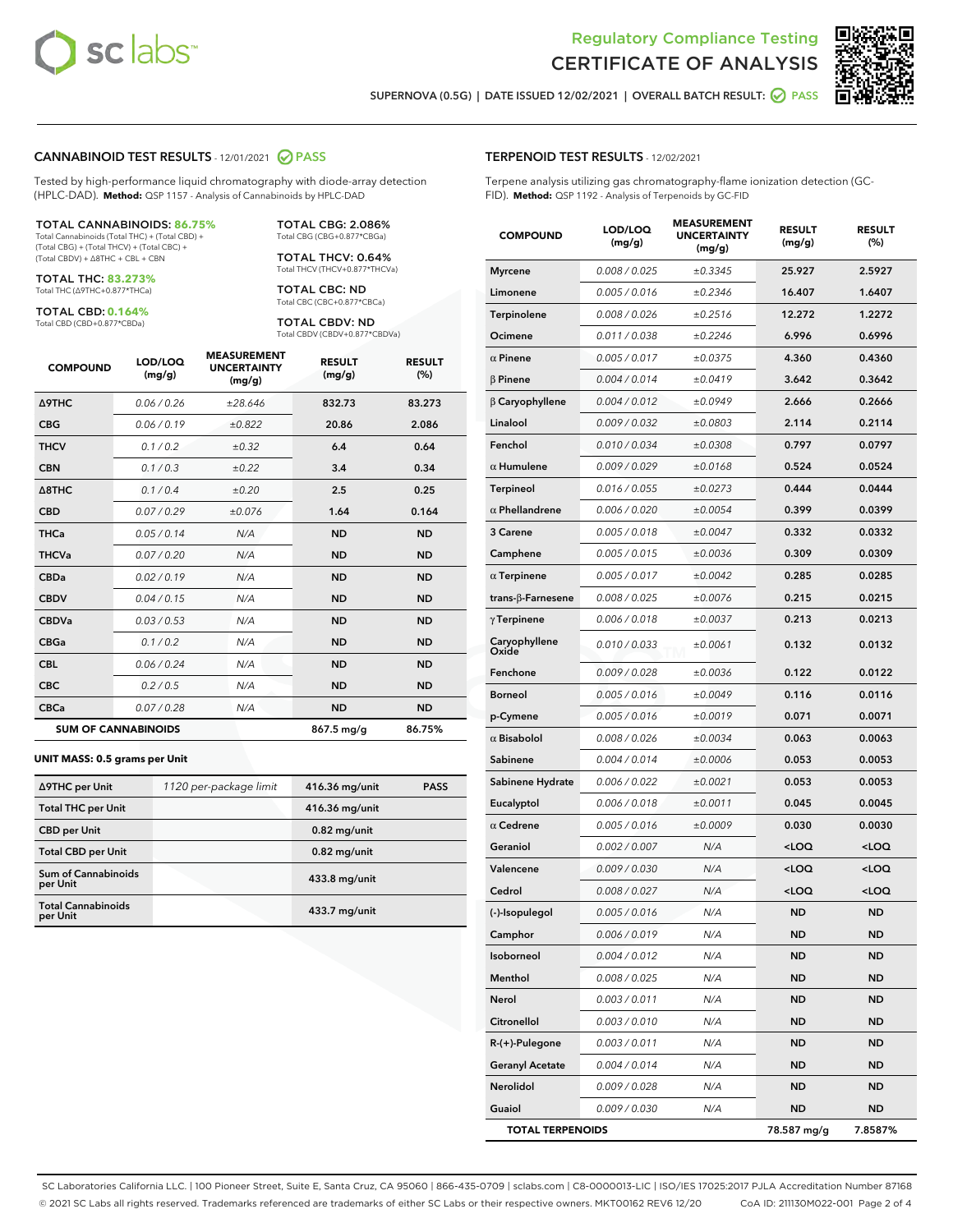Regulatory Compliance Testing
# CERTIFICATE OF ANALYSIS

SUPERNOVA (0.5G) | DATE ISSUED 12/02/2021 | OVERALL BATCH RESULT: PASS

## CANNABINOID TEST RESULTS - 12/01/2021 PASS

Tested by high-performance liquid chromatography with diode-array detection (HPLC-DAD). **Method:** QSP 1157 - Analysis of Cannabinoids by HPLC-DAD

**TOTAL CANNABINOIDS: 86.75%**
Total Cannabinoids (Total THC) + (Total CBD) + (Total CBG) + (Total THCV) + (Total CBC) + (Total CBDV) + Δ8THC + CBL + CBN

**TOTAL THC: 83.273%**
Total THC (Δ9THC+0.877*THCa)

**TOTAL CBD: 0.164%**
Total CBD (CBD+0.877*CBDa)

**TOTAL CBG: 2.086%**
Total CBG (CBG+0.877*CBGa)

**TOTAL THCV: 0.64%**
Total THCV (THCV+0.877*THCVa)

**TOTAL CBC: ND**
Total CBC (CBC+0.877*CBCa)

**TOTAL CBDV: ND**
Total CBDV (CBDV+0.877*CBDVa)

| COMPOUND | LOD/LOQ (mg/g) | MEASUREMENT UNCERTAINTY (mg/g) | RESULT (mg/g) | RESULT (%) |
|---|---|---|---|---|
| Δ9THC | 0.06 / 0.26 | ±28.646 | 832.73 | 83.273 |
| CBG | 0.06 / 0.19 | ±0.822 | 20.86 | 2.086 |
| THCV | 0.1 / 0.2 | ±0.32 | 6.4 | 0.64 |
| CBN | 0.1 / 0.3 | ±0.22 | 3.4 | 0.34 |
| Δ8THC | 0.1 / 0.4 | ±0.20 | 2.5 | 0.25 |
| CBD | 0.07 / 0.29 | ±0.076 | 1.64 | 0.164 |
| THCa | 0.05 / 0.14 | N/A | ND | ND |
| THCVa | 0.07 / 0.20 | N/A | ND | ND |
| CBDa | 0.02 / 0.19 | N/A | ND | ND |
| CBDV | 0.04 / 0.15 | N/A | ND | ND |
| CBDVa | 0.03 / 0.53 | N/A | ND | ND |
| CBGa | 0.1 / 0.2 | N/A | ND | ND |
| CBL | 0.06 / 0.24 | N/A | ND | ND |
| CBC | 0.2 / 0.5 | N/A | ND | ND |
| CBCa | 0.07 / 0.28 | N/A | ND | ND |
| **SUM OF CANNABINOIDS** | | | 867.5 mg/g | 86.75% |

### UNIT MASS: 0.5 grams per Unit

| | | | |
|---|---|---|---|
| Δ9THC per Unit | 1120 per-package limit | 416.36 mg/unit | PASS |
| Total THC per Unit | | 416.36 mg/unit | |
| CBD per Unit | | 0.82 mg/unit | |
| Total CBD per Unit | | 0.82 mg/unit | |
| Sum of Cannabinoids per Unit | | 433.8 mg/unit | |
| Total Cannabinoids per Unit | | 433.7 mg/unit | |

## TERPENOID TEST RESULTS - 12/02/2021

Terpene analysis utilizing gas chromatography-flame ionization detection (GC-FID). **Method:** QSP 1192 - Analysis of Terpenoids by GC-FID

| COMPOUND | LOD/LOQ (mg/g) | MEASUREMENT UNCERTAINTY (mg/g) | RESULT (mg/g) | RESULT (%) |
|---|---|---|---|---|
| Myrcene | 0.008 / 0.025 | ±0.3345 | 25.927 | 2.5927 |
| Limonene | 0.005 / 0.016 | ±0.2346 | 16.407 | 1.6407 |
| Terpinolene | 0.008 / 0.026 | ±0.2516 | 12.272 | 1.2272 |
| Ocimene | 0.011 / 0.038 | ±0.2246 | 6.996 | 0.6996 |
| α Pinene | 0.005 / 0.017 | ±0.0375 | 4.360 | 0.4360 |
| β Pinene | 0.004 / 0.014 | ±0.0419 | 3.642 | 0.3642 |
| β Caryophyllene | 0.004 / 0.012 | ±0.0949 | 2.666 | 0.2666 |
| Linalool | 0.009 / 0.032 | ±0.0803 | 2.114 | 0.2114 |
| Fenchol | 0.010 / 0.034 | ±0.0308 | 0.797 | 0.0797 |
| α Humulene | 0.009 / 0.029 | ±0.0168 | 0.524 | 0.0524 |
| Terpineol | 0.016 / 0.055 | ±0.0273 | 0.444 | 0.0444 |
| α Phellandrene | 0.006 / 0.020 | ±0.0054 | 0.399 | 0.0399 |
| 3 Carene | 0.005 / 0.018 | ±0.0047 | 0.332 | 0.0332 |
| Camphene | 0.005 / 0.015 | ±0.0036 | 0.309 | 0.0309 |
| α Terpinene | 0.005 / 0.017 | ±0.0042 | 0.285 | 0.0285 |
| trans-β-Farnesene | 0.008 / 0.025 | ±0.0076 | 0.215 | 0.0215 |
| γ Terpinene | 0.006 / 0.018 | ±0.0037 | 0.213 | 0.0213 |
| Caryophyllene Oxide | 0.010 / 0.033 | ±0.0061 | 0.132 | 0.0132 |
| Fenchone | 0.009 / 0.028 | ±0.0036 | 0.122 | 0.0122 |
| Borneol | 0.005 / 0.016 | ±0.0049 | 0.116 | 0.0116 |
| p-Cymene | 0.005 / 0.016 | ±0.0019 | 0.071 | 0.0071 |
| α Bisabolol | 0.008 / 0.026 | ±0.0034 | 0.063 | 0.0063 |
| Sabinene | 0.004 / 0.014 | ±0.0006 | 0.053 | 0.0053 |
| Sabinene Hydrate | 0.006 / 0.022 | ±0.0021 | 0.053 | 0.0053 |
| Eucalyptol | 0.006 / 0.018 | ±0.0011 | 0.045 | 0.0045 |
| α Cedrene | 0.005 / 0.016 | ±0.0009 | 0.030 | 0.0030 |
| Geraniol | 0.002 / 0.007 | N/A | <LOQ | <LOQ |
| Valencene | 0.009 / 0.030 | N/A | <LOQ | <LOQ |
| Cedrol | 0.008 / 0.027 | N/A | <LOQ | <LOQ |
| (-)-Isopulegol | 0.005 / 0.016 | N/A | ND | ND |
| Camphor | 0.006 / 0.019 | N/A | ND | ND |
| Isoborneol | 0.004 / 0.012 | N/A | ND | ND |
| Menthol | 0.008 / 0.025 | N/A | ND | ND |
| Nerol | 0.003 / 0.011 | N/A | ND | ND |
| Citronellol | 0.003 / 0.010 | N/A | ND | ND |
| R-(+)-Pulegone | 0.003 / 0.011 | N/A | ND | ND |
| Geranyl Acetate | 0.004 / 0.014 | N/A | ND | ND |
| Nerolidol | 0.009 / 0.028 | N/A | ND | ND |
| Guaiol | 0.009 / 0.030 | N/A | ND | ND |
| **TOTAL TERPENOIDS** | | | 78.587 mg/g | 7.8587% |

SC Laboratories California LLC. | 100 Pioneer Street, Suite E, Santa Cruz, CA 95060 | 866-435-0709 | sclabs.com | C8-0000013-LIC | ISO/IES 17025:2017 PJLA Accreditation Number 87168
© 2021 SC Labs all rights reserved. Trademarks referenced are trademarks of either SC Labs or their respective owners. MKT00162 REV6 12/20 CoA ID: 211130M022-001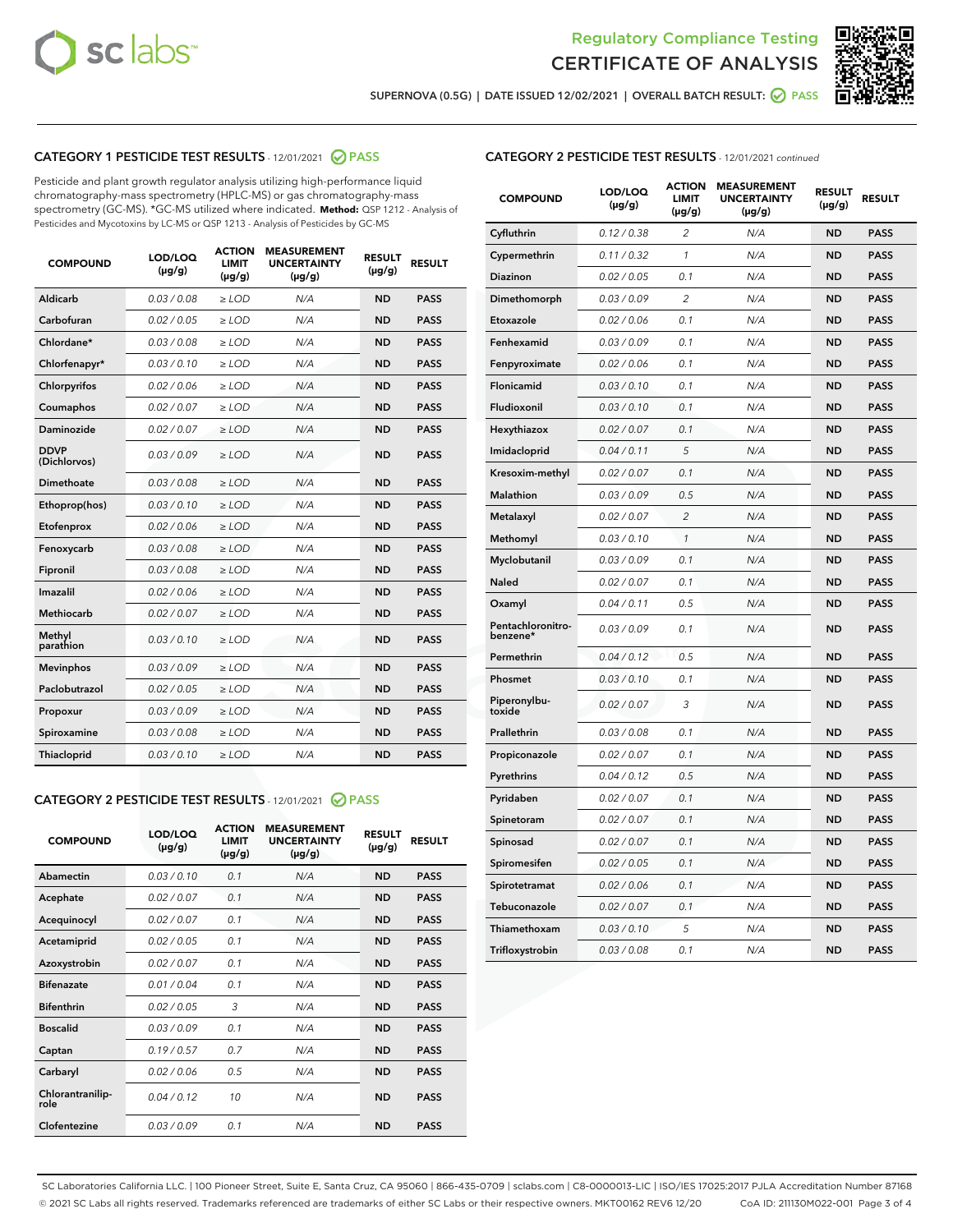SUPERNOVA (0.5G) | DATE ISSUED 12/02/2021 | OVERALL BATCH RESULT: PASS

## CATEGORY 1 PESTICIDE TEST RESULTS - 12/01/2021 PASS

Pesticide and plant growth regulator analysis utilizing high-performance liquid chromatography-mass spectrometry (HPLC-MS) or gas chromatography-mass spectrometry (GC-MS). *GC-MS utilized where indicated. **Method:** QSP 1212 - Analysis of Pesticides and Mycotoxins by LC-MS or QSP 1213 - Analysis of Pesticides by GC-MS

| COMPOUND | LOD/LOQ (µg/g) | ACTION LIMIT (µg/g) | MEASUREMENT UNCERTAINTY (µg/g) | RESULT (µg/g) | RESULT |
|---|---|---|---|---|---|
| Aldicarb | 0.03 / 0.08 | ≥ LOD | N/A | ND | PASS |
| Carbofuran | 0.02 / 0.05 | ≥ LOD | N/A | ND | PASS |
| Chlordane* | 0.03 / 0.08 | ≥ LOD | N/A | ND | PASS |
| Chlorfenapyr* | 0.03 / 0.10 | ≥ LOD | N/A | ND | PASS |
| Chlorpyrifos | 0.02 / 0.06 | ≥ LOD | N/A | ND | PASS |
| Coumaphos | 0.02 / 0.07 | ≥ LOD | N/A | ND | PASS |
| Daminozide | 0.02 / 0.07 | ≥ LOD | N/A | ND | PASS |
| DDVP (Dichlorvos) | 0.03 / 0.09 | ≥ LOD | N/A | ND | PASS |
| Dimethoate | 0.03 / 0.08 | ≥ LOD | N/A | ND | PASS |
| Ethoprop(hos) | 0.03 / 0.10 | ≥ LOD | N/A | ND | PASS |
| Etofenprox | 0.02 / 0.06 | ≥ LOD | N/A | ND | PASS |
| Fenoxycarb | 0.03 / 0.08 | ≥ LOD | N/A | ND | PASS |
| Fipronil | 0.03 / 0.08 | ≥ LOD | N/A | ND | PASS |
| Imazalil | 0.02 / 0.06 | ≥ LOD | N/A | ND | PASS |
| Methiocarb | 0.02 / 0.07 | ≥ LOD | N/A | ND | PASS |
| Methyl parathion | 0.03 / 0.10 | ≥ LOD | N/A | ND | PASS |
| Mevinphos | 0.03 / 0.09 | ≥ LOD | N/A | ND | PASS |
| Paclobutrazol | 0.02 / 0.05 | ≥ LOD | N/A | ND | PASS |
| Propoxur | 0.03 / 0.09 | ≥ LOD | N/A | ND | PASS |
| Spiroxamine | 0.03 / 0.08 | ≥ LOD | N/A | ND | PASS |
| Thiacloprid | 0.03 / 0.10 | ≥ LOD | N/A | ND | PASS |

## CATEGORY 2 PESTICIDE TEST RESULTS - 12/01/2021 PASS

| COMPOUND | LOD/LOQ (µg/g) | ACTION LIMIT (µg/g) | MEASUREMENT UNCERTAINTY (µg/g) | RESULT (µg/g) | RESULT |
|---|---|---|---|---|---|
| Abamectin | 0.03 / 0.10 | 0.1 | N/A | ND | PASS |
| Acephate | 0.02 / 0.07 | 0.1 | N/A | ND | PASS |
| Acequinocyl | 0.02 / 0.07 | 0.1 | N/A | ND | PASS |
| Acetamiprid | 0.02 / 0.05 | 0.1 | N/A | ND | PASS |
| Azoxystrobin | 0.02 / 0.07 | 0.1 | N/A | ND | PASS |
| Bifenazate | 0.01 / 0.04 | 0.1 | N/A | ND | PASS |
| Bifenthrin | 0.02 / 0.05 | 3 | N/A | ND | PASS |
| Boscalid | 0.03 / 0.09 | 0.1 | N/A | ND | PASS |
| Captan | 0.19 / 0.57 | 0.7 | N/A | ND | PASS |
| Carbaryl | 0.02 / 0.06 | 0.5 | N/A | ND | PASS |
| Chlorantraniliprole | 0.04 / 0.12 | 10 | N/A | ND | PASS |
| Clofentezine | 0.03 / 0.09 | 0.1 | N/A | ND | PASS |
| Cyfluthrin | 0.12 / 0.38 | 2 | N/A | ND | PASS |
| Cypermethrin | 0.11 / 0.32 | 1 | N/A | ND | PASS |
| Diazinon | 0.02 / 0.05 | 0.1 | N/A | ND | PASS |
| Dimethomorph | 0.03 / 0.09 | 2 | N/A | ND | PASS |
| Etoxazole | 0.02 / 0.06 | 0.1 | N/A | ND | PASS |
| Fenhexamid | 0.03 / 0.09 | 0.1 | N/A | ND | PASS |
| Fenpyroximate | 0.02 / 0.06 | 0.1 | N/A | ND | PASS |
| Flonicamid | 0.03 / 0.10 | 0.1 | N/A | ND | PASS |
| Fludioxonil | 0.03 / 0.10 | 0.1 | N/A | ND | PASS |
| Hexythiazox | 0.02 / 0.07 | 0.1 | N/A | ND | PASS |
| Imidacloprid | 0.04 / 0.11 | 5 | N/A | ND | PASS |
| Kresoxim-methyl | 0.02 / 0.07 | 0.1 | N/A | ND | PASS |
| Malathion | 0.03 / 0.09 | 0.5 | N/A | ND | PASS |
| Metalaxyl | 0.02 / 0.07 | 2 | N/A | ND | PASS |
| Methomyl | 0.03 / 0.10 | 1 | N/A | ND | PASS |
| Myclobutanil | 0.03 / 0.09 | 0.1 | N/A | ND | PASS |
| Naled | 0.02 / 0.07 | 0.1 | N/A | ND | PASS |
| Oxamyl | 0.04 / 0.11 | 0.5 | N/A | ND | PASS |
| Pentachloronitrobenzene* | 0.03 / 0.09 | 0.1 | N/A | ND | PASS |
| Permethrin | 0.04 / 0.12 | 0.5 | N/A | ND | PASS |
| Phosmet | 0.03 / 0.10 | 0.1 | N/A | ND | PASS |
| Piperonylbutoxide | 0.02 / 0.07 | 3 | N/A | ND | PASS |
| Prallethrin | 0.03 / 0.08 | 0.1 | N/A | ND | PASS |
| Propiconazole | 0.02 / 0.07 | 0.1 | N/A | ND | PASS |
| Pyrethrins | 0.04 / 0.12 | 0.5 | N/A | ND | PASS |
| Pyridaben | 0.02 / 0.07 | 0.1 | N/A | ND | PASS |
| Spinetoram | 0.02 / 0.07 | 0.1 | N/A | ND | PASS |
| Spinosad | 0.02 / 0.07 | 0.1 | N/A | ND | PASS |
| Spiromesifen | 0.02 / 0.05 | 0.1 | N/A | ND | PASS |
| Spirotetramat | 0.02 / 0.06 | 0.1 | N/A | ND | PASS |
| Tebuconazole | 0.02 / 0.07 | 0.1 | N/A | ND | PASS |
| Thiamethoxam | 0.03 / 0.10 | 5 | N/A | ND | PASS |
| Trifloxystrobin | 0.03 / 0.08 | 0.1 | N/A | ND | PASS |

SC Laboratories California LLC. | 100 Pioneer Street, Suite E, Santa Cruz, CA 95060 | 866-435-0709 | sclabs.com | C8-0000013-LIC | ISO/IES 17025:2017 PJLA Accreditation Number 87168
© 2021 SC Labs all rights reserved. Trademarks referenced are trademarks of either SC Labs or their respective owners. MKT00162 REV6 12/20 CoA ID: 211130M022-001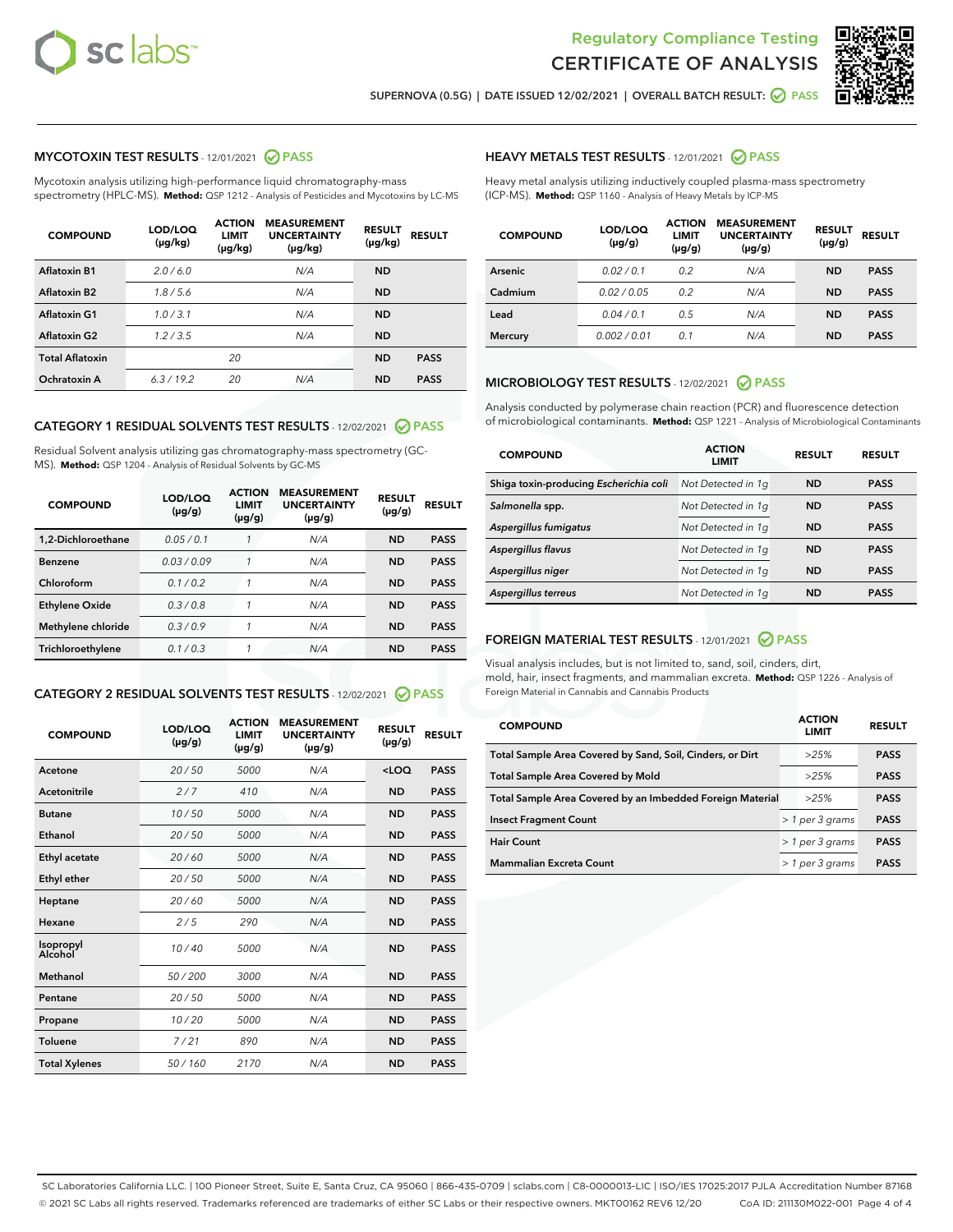Regulatory Compliance Testing
# CERTIFICATE OF ANALYSIS

SUPERNOVA (0.5G) | DATE ISSUED 12/02/2021 | OVERALL BATCH RESULT: PASS

## MYCOTOXIN TEST RESULTS - 12/01/2021 PASS

Mycotoxin analysis utilizing high-performance liquid chromatography-mass spectrometry (HPLC-MS). **Method:** QSP 1212 - Analysis of Pesticides and Mycotoxins by LC-MS

| COMPOUND | LOD/LOQ (µg/kg) | ACTION LIMIT (µg/kg) | MEASUREMENT UNCERTAINTY (µg/kg) | RESULT (µg/kg) | RESULT |
|---|---|---|---|---|---|
| Aflatoxin B1 | 2.0 / 6.0 | | N/A | ND | |
| Aflatoxin B2 | 1.8 / 5.6 | | N/A | ND | |
| Aflatoxin G1 | 1.0 / 3.1 | | N/A | ND | |
| Aflatoxin G2 | 1.2 / 3.5 | | N/A | ND | |
| Total Aflatoxin | | 20 | | ND | PASS |
| Ochratoxin A | 6.3 / 19.2 | 20 | N/A | ND | PASS |

## CATEGORY 1 RESIDUAL SOLVENTS TEST RESULTS - 12/02/2021 PASS

Residual Solvent analysis utilizing gas chromatography-mass spectrometry (GC-MS). **Method:** QSP 1204 - Analysis of Residual Solvents by GC-MS

| COMPOUND | LOD/LOQ (µg/g) | ACTION LIMIT (µg/g) | MEASUREMENT UNCERTAINTY (µg/g) | RESULT (µg/g) | RESULT |
|---|---|---|---|---|---|
| 1,2-Dichloroethane | 0.05 / 0.1 | 1 | N/A | ND | PASS |
| Benzene | 0.03 / 0.09 | 1 | N/A | ND | PASS |
| Chloroform | 0.1 / 0.2 | 1 | N/A | ND | PASS |
| Ethylene Oxide | 0.3 / 0.8 | 1 | N/A | ND | PASS |
| Methylene chloride | 0.3 / 0.9 | 1 | N/A | ND | PASS |
| Trichloroethylene | 0.1 / 0.3 | 1 | N/A | ND | PASS |

## CATEGORY 2 RESIDUAL SOLVENTS TEST RESULTS - 12/02/2021 PASS

| COMPOUND | LOD/LOQ (µg/g) | ACTION LIMIT (µg/g) | MEASUREMENT UNCERTAINTY (µg/g) | RESULT (µg/g) | RESULT |
|---|---|---|---|---|---|
| Acetone | 20 / 50 | 5000 | N/A | <LOQ | PASS |
| Acetonitrile | 2 / 7 | 410 | N/A | ND | PASS |
| Butane | 10 / 50 | 5000 | N/A | ND | PASS |
| Ethanol | 20 / 50 | 5000 | N/A | ND | PASS |
| Ethyl acetate | 20 / 60 | 5000 | N/A | ND | PASS |
| Ethyl ether | 20 / 50 | 5000 | N/A | ND | PASS |
| Heptane | 20 / 60 | 5000 | N/A | ND | PASS |
| Hexane | 2 / 5 | 290 | N/A | ND | PASS |
| Isopropyl Alcohol | 10 / 40 | 5000 | N/A | ND | PASS |
| Methanol | 50 / 200 | 3000 | N/A | ND | PASS |
| Pentane | 20 / 50 | 5000 | N/A | ND | PASS |
| Propane | 10 / 20 | 5000 | N/A | ND | PASS |
| Toluene | 7 / 21 | 890 | N/A | ND | PASS |
| Total Xylenes | 50 / 160 | 2170 | N/A | ND | PASS |

## HEAVY METALS TEST RESULTS - 12/01/2021 PASS

Heavy metal analysis utilizing inductively coupled plasma-mass spectrometry (ICP-MS). **Method:** QSP 1160 - Analysis of Heavy Metals by ICP-MS

| COMPOUND | LOD/LOQ (µg/g) | ACTION LIMIT (µg/g) | MEASUREMENT UNCERTAINTY (µg/g) | RESULT (µg/g) | RESULT |
|---|---|---|---|---|---|
| Arsenic | 0.02 / 0.1 | 0.2 | N/A | ND | PASS |
| Cadmium | 0.02 / 0.05 | 0.2 | N/A | ND | PASS |
| Lead | 0.04 / 0.1 | 0.5 | N/A | ND | PASS |
| Mercury | 0.002 / 0.01 | 0.1 | N/A | ND | PASS |

## MICROBIOLOGY TEST RESULTS - 12/02/2021 PASS

Analysis conducted by polymerase chain reaction (PCR) and fluorescence detection of microbiological contaminants. **Method:** QSP 1221 - Analysis of Microbiological Contaminants

| COMPOUND | ACTION LIMIT | RESULT | RESULT |
|---|---|---|---|
| Shiga toxin-producing *Escherichia coli* | Not Detected in 1g | ND | PASS |
| *Salmonella* spp. | Not Detected in 1g | ND | PASS |
| *Aspergillus fumigatus* | Not Detected in 1g | ND | PASS |
| *Aspergillus flavus* | Not Detected in 1g | ND | PASS |
| *Aspergillus niger* | Not Detected in 1g | ND | PASS |
| *Aspergillus terreus* | Not Detected in 1g | ND | PASS |

## FOREIGN MATERIAL TEST RESULTS - 12/01/2021 PASS

Visual analysis includes, but is not limited to, sand, soil, cinders, dirt, mold, hair, insect fragments, and mammalian excreta. **Method:** QSP 1226 - Analysis of Foreign Material in Cannabis and Cannabis Products

| COMPOUND | ACTION LIMIT | RESULT |
|---|---|---|
| Total Sample Area Covered by Sand, Soil, Cinders, or Dirt | >25% | PASS |
| Total Sample Area Covered by Mold | >25% | PASS |
| Total Sample Area Covered by an Imbedded Foreign Material | >25% | PASS |
| Insect Fragment Count | > 1 per 3 grams | PASS |
| Hair Count | > 1 per 3 grams | PASS |
| Mammalian Excreta Count | > 1 per 3 grams | PASS |

SC Laboratories California LLC. | 100 Pioneer Street, Suite E, Santa Cruz, CA 95060 | 866-435-0709 | sclabs.com | C8-0000013-LIC | ISO/IES 17025:2017 PJLA Accreditation Number 87168
© 2021 SC Labs all rights reserved. Trademarks referenced are trademarks of either SC Labs or their respective owners. MKT00162 REV6 12/20 CoA ID: 211130M022-001